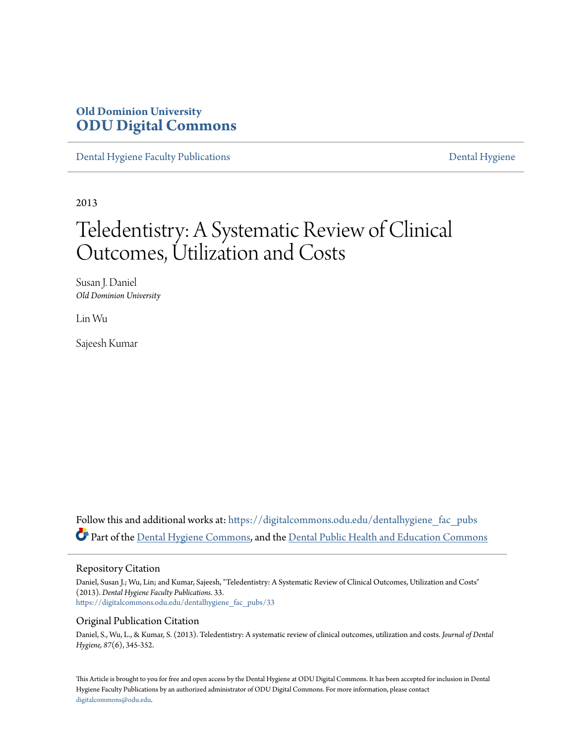# Old Dominion University
# ODU Digital Commons

Dental Hygiene Faculty Publications | Dental Hygiene

2013

# Teledentistry: A Systematic Review of Clinical Outcomes, Utilization and Costs

Susan J. Daniel
*Old Dominion University*

Lin Wu

Sajeesh Kumar

Follow this and additional works at: https://digitalcommons.odu.edu/dentalhygiene_fac_pubs

Part of the Dental Hygiene Commons, and the Dental Public Health and Education Commons

## Repository Citation

Daniel, Susan J.; Wu, Lin; and Kumar, Sajeesh, "Teledentistry: A Systematic Review of Clinical Outcomes, Utilization and Costs" (2013). *Dental Hygiene Faculty Publications*. 33.
https://digitalcommons.odu.edu/dentalhygiene_fac_pubs/33

## Original Publication Citation

Daniel, S., Wu, L., & Kumar, S. (2013). Teledentistry: A systematic review of clinical outcomes, utilization and costs. *Journal of Dental Hygiene, 87*(6), 345-352.

This Article is brought to you for free and open access by the Dental Hygiene at ODU Digital Commons. It has been accepted for inclusion in Dental Hygiene Faculty Publications by an authorized administrator of ODU Digital Commons. For more information, please contact digitalcommons@odu.edu.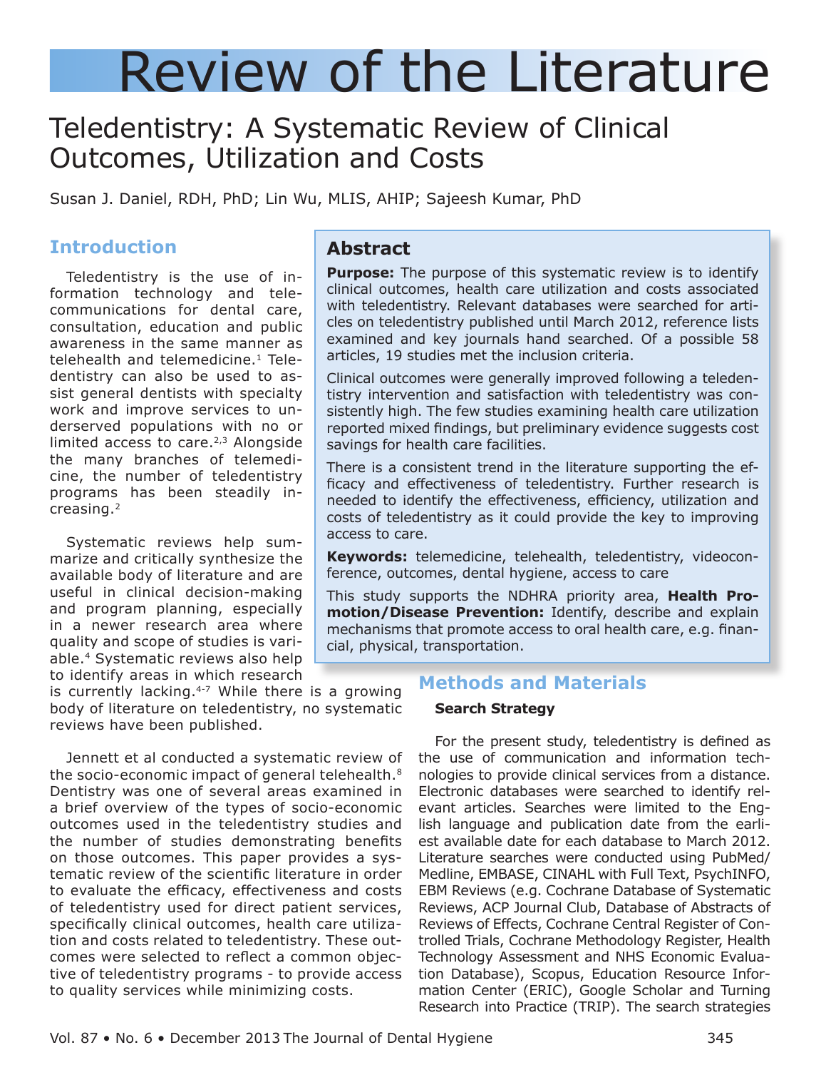# Review of the Literature

## Teledentistry: A Systematic Review of Clinical Outcomes, Utilization and Costs

Susan J. Daniel, RDH, PhD; Lin Wu, MLIS, AHIP; Sajeesh Kumar, PhD

### Abstract

**Purpose:** The purpose of this systematic review is to identify clinical outcomes, health care utilization and costs associated with teledentistry. Relevant databases were searched for articles on teledentistry published until March 2012, reference lists examined and key journals hand searched. Of a possible 58 articles, 19 studies met the inclusion criteria.

Clinical outcomes were generally improved following a teledentistry intervention and satisfaction with teledentistry was consistently high. The few studies examining health care utilization reported mixed findings, but preliminary evidence suggests cost savings for health care facilities.

There is a consistent trend in the literature supporting the efficacy and effectiveness of teledentistry. Further research is needed to identify the effectiveness, efficiency, utilization and costs of teledentistry as it could provide the key to improving access to care.

**Keywords:** telemedicine, telehealth, teledentistry, videoconference, outcomes, dental hygiene, access to care

This study supports the NDHRA priority area, **Health Promotion/Disease Prevention:** Identify, describe and explain mechanisms that promote access to oral health care, e.g. financial, physical, transportation.

## Introduction

Teledentistry is the use of information technology and telecommunications for dental care, consultation, education and public awareness in the same manner as telehealth and telemedicine.[1] Teledentistry can also be used to assist general dentists with specialty work and improve services to underserved populations with no or limited access to care.[2,3] Alongside the many branches of telemedicine, the number of teledentistry programs has been steadily increasing.[2]

Systematic reviews help summarize and critically synthesize the available body of literature and are useful in clinical decision-making and program planning, especially in a newer research area where quality and scope of studies is variable.[4] Systematic reviews also help to identify areas in which research is currently lacking.[4-7] While there is a growing body of literature on teledentistry, no systematic reviews have been published.

Jennett et al conducted a systematic review of the socio-economic impact of general telehealth.[8] Dentistry was one of several areas examined in a brief overview of the types of socio-economic outcomes used in the teledentistry studies and the number of studies demonstrating benefits on those outcomes. This paper provides a systematic review of the scientific literature in order to evaluate the efficacy, effectiveness and costs of teledentistry used for direct patient services, specifically clinical outcomes, health care utilization and costs related to teledentistry. These outcomes were selected to reflect a common objective of teledentistry programs - to provide access to quality services while minimizing costs.

## Methods and Materials

### Search Strategy

For the present study, teledentistry is defined as the use of communication and information technologies to provide clinical services from a distance. Electronic databases were searched to identify relevant articles. Searches were limited to the English language and publication date from the earliest available date for each database to March 2012. Literature searches were conducted using PubMed/Medline, EMBASE, CINAHL with Full Text, PsychINFO, EBM Reviews (e.g. Cochrane Database of Systematic Reviews, ACP Journal Club, Database of Abstracts of Reviews of Effects, Cochrane Central Register of Controlled Trials, Cochrane Methodology Register, Health Technology Assessment and NHS Economic Evaluation Database), Scopus, Education Resource Information Center (ERIC), Google Scholar and Turning Research into Practice (TRIP). The search strategies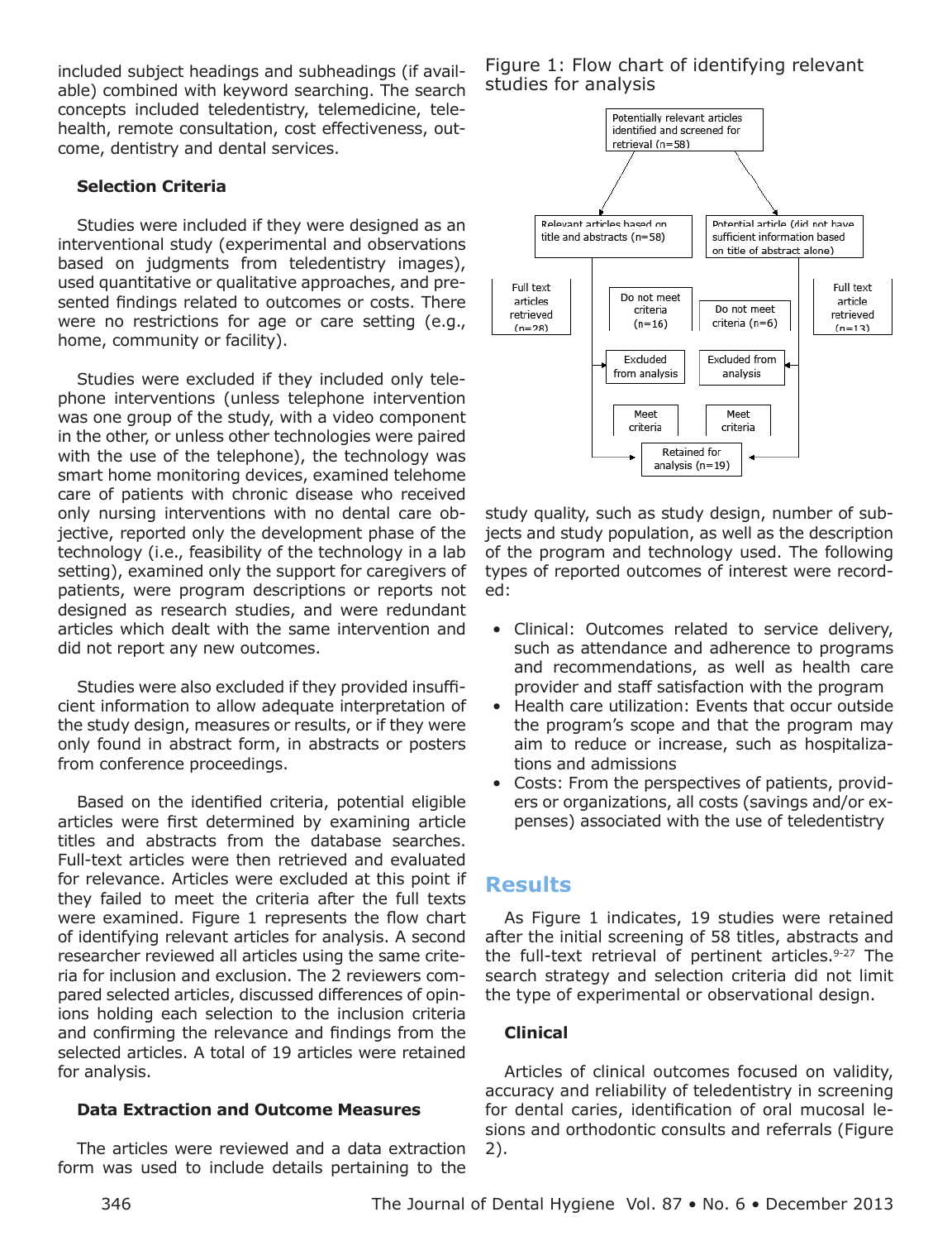included subject headings and subheadings (if available) combined with keyword searching. The search concepts included teledentistry, telemedicine, telehealth, remote consultation, cost effectiveness, outcome, dentistry and dental services.

### Selection Criteria

Studies were included if they were designed as an interventional study (experimental and observations based on judgments from teledentistry images), used quantitative or qualitative approaches, and presented findings related to outcomes or costs. There were no restrictions for age or care setting (e.g., home, community or facility).

Studies were excluded if they included only telephone interventions (unless telephone intervention was one group of the study, with a video component in the other, or unless other technologies were paired with the use of the telephone), the technology was smart home monitoring devices, examined telehome care of patients with chronic disease who received only nursing interventions with no dental care objective, reported only the development phase of the technology (i.e., feasibility of the technology in a lab setting), examined only the support for caregivers of patients, were program descriptions or reports not designed as research studies, and were redundant articles which dealt with the same intervention and did not report any new outcomes.

Studies were also excluded if they provided insufficient information to allow adequate interpretation of the study design, measures or results, or if they were only found in abstract form, in abstracts or posters from conference proceedings.

Based on the identified criteria, potential eligible articles were first determined by examining article titles and abstracts from the database searches. Full-text articles were then retrieved and evaluated for relevance. Articles were excluded at this point if they failed to meet the criteria after the full texts were examined. Figure 1 represents the flow chart of identifying relevant articles for analysis. A second researcher reviewed all articles using the same criteria for inclusion and exclusion. The 2 reviewers compared selected articles, discussed differences of opinions holding each selection to the inclusion criteria and confirming the relevance and findings from the selected articles. A total of 19 articles were retained for analysis.

### Data Extraction and Outcome Measures

The articles were reviewed and a data extraction form was used to include details pertaining to the study quality, such as study design, number of subjects and study population, as well as the description of the program and technology used. The following types of reported outcomes of interest were recorded:

- Clinical: Outcomes related to service delivery, such as attendance and adherence to programs and recommendations, as well as health care provider and staff satisfaction with the program
- Health care utilization: Events that occur outside the program's scope and that the program may aim to reduce or increase, such as hospitalizations and admissions
- Costs: From the perspectives of patients, providers or organizations, all costs (savings and/or expenses) associated with the use of teledentistry

Figure 1: Flow chart of identifying relevant studies for analysis

Potentially relevant articles identified and screened for retrieval (n=58)

Relevant articles based on title and abstracts (n=58)

Potential article (did not have sufficient information based on title of abstract alone)

Full text articles retrieved (n=28)

Do not meet criteria (n=16)

Do not meet criteria (n=6)

Full text article retrieved (n=13)

Excluded from analysis

Excluded from analysis

Meet criteria

Meet criteria

Retained for analysis (n=19)

## Results

As Figure 1 indicates, 19 studies were retained after the initial screening of 58 titles, abstracts and the full-text retrieval of pertinent articles.[9-27] The search strategy and selection criteria did not limit the type of experimental or observational design.

### Clinical

Articles of clinical outcomes focused on validity, accuracy and reliability of teledentistry in screening for dental caries, identification of oral mucosal lesions and orthodontic consults and referrals (Figure 2).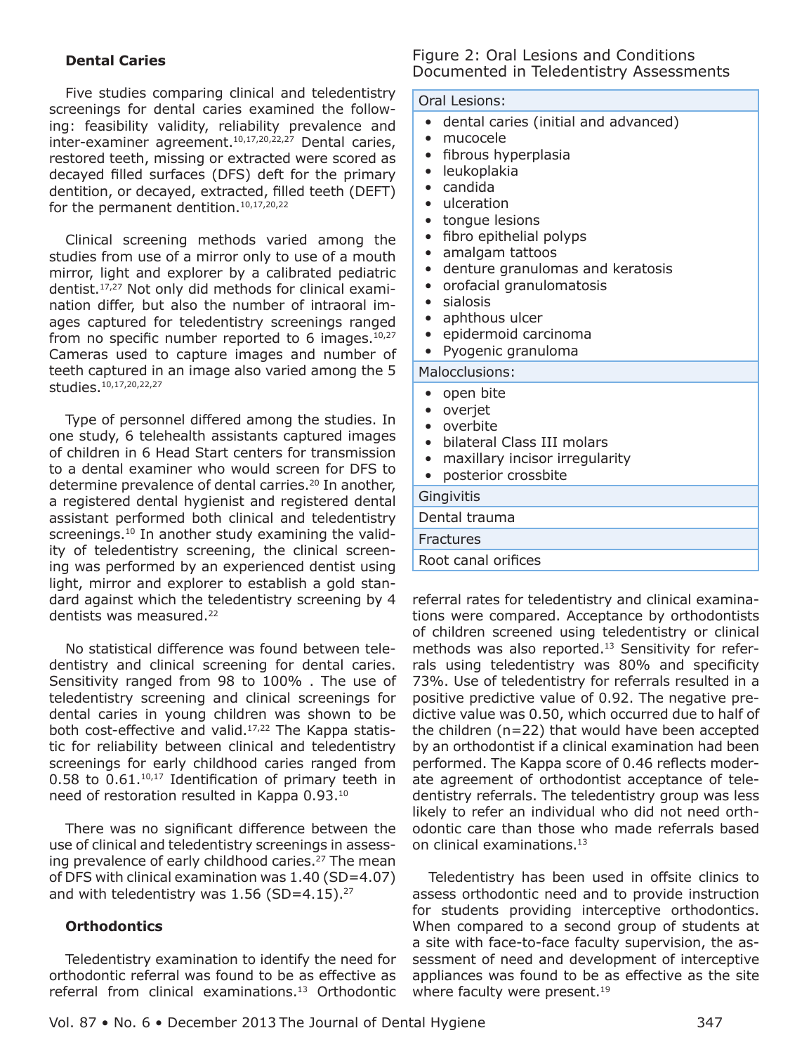### Dental Caries

Five studies comparing clinical and teledentistry screenings for dental caries examined the following: feasibility validity, reliability prevalence and inter-examiner agreement.[10,17,20,22,27] Dental caries, restored teeth, missing or extracted were scored as decayed filled surfaces (DFS) deft for the primary dentition, or decayed, extracted, filled teeth (DEFT) for the permanent dentition.[10,17,20,22]

Clinical screening methods varied among the studies from use of a mirror only to use of a mouth mirror, light and explorer by a calibrated pediatric dentist.[17,27] Not only did methods for clinical examination differ, but also the number of intraoral images captured for teledentistry screenings ranged from no specific number reported to 6 images.[10,27] Cameras used to capture images and number of teeth captured in an image also varied among the 5 studies.[10,17,20,22,27]

Type of personnel differed among the studies. In one study, 6 telehealth assistants captured images of children in 6 Head Start centers for transmission to a dental examiner who would screen for DFS to determine prevalence of dental carries.[20] In another, a registered dental hygienist and registered dental assistant performed both clinical and teledentistry screenings.[10] In another study examining the validity of teledentistry screening, the clinical screening was performed by an experienced dentist using light, mirror and explorer to establish a gold standard against which the teledentistry screening by 4 dentists was measured.[22]

No statistical difference was found between teledentistry and clinical screening for dental caries. Sensitivity ranged from 98 to 100% . The use of teledentistry screening and clinical screenings for dental caries in young children was shown to be both cost-effective and valid.[17,22] The Kappa statistic for reliability between clinical and teledentistry screenings for early childhood caries ranged from 0.58 to 0.61.[10,17] Identification of primary teeth in need of restoration resulted in Kappa 0.93.[10]

There was no significant difference between the use of clinical and teledentistry screenings in assessing prevalence of early childhood caries.[27] The mean of DFS with clinical examination was 1.40 (SD=4.07) and with teledentistry was 1.56 (SD=4.15).[27]

### Orthodontics

Teledentistry examination to identify the need for orthodontic referral was found to be as effective as referral from clinical examinations.[13] Orthodontic referral rates for teledentistry and clinical examinations were compared. Acceptance by orthodontists of children screened using teledentistry or clinical methods was also reported.[13] Sensitivity for referrals using teledentistry was 80% and specificity 73%. Use of teledentistry for referrals resulted in a positive predictive value of 0.92. The negative predictive value was 0.50, which occurred due to half of the children (n=22) that would have been accepted by an orthodontist if a clinical examination had been performed. The Kappa score of 0.46 reflects moderate agreement of orthodontist acceptance of teledentistry referrals. The teledentistry group was less likely to refer an individual who did not need orthodontic care than those who made referrals based on clinical examinations.[13]

Teledentistry has been used in offsite clinics to assess orthodontic need and to provide instruction for students providing interceptive orthodontics. When compared to a second group of students at a site with face-to-face faculty supervision, the assessment of need and development of interceptive appliances was found to be as effective as the site where faculty were present.[19]

Figure 2: Oral Lesions and Conditions Documented in Teledentistry Assessments

| Oral Lesions: |
|---|
| • dental caries (initial and advanced)<br>• mucocele<br>• fibrous hyperplasia<br>• leukoplakia<br>• candida<br>• ulceration<br>• tongue lesions<br>• fibro epithelial polyps<br>• amalgam tattoos<br>• denture granulomas and keratosis<br>• orofacial granulomatosis<br>• sialosis<br>• aphthous ulcer<br>• epidermoid carcinoma<br>• Pyogenic granuloma |
| Malocclusions: |
| • open bite<br>• overjet<br>• overbite<br>• bilateral Class III molars<br>• maxillary incisor irregularity<br>• posterior crossbite |
| Gingivitis |
| Dental trauma |
| Fractures |
| Root canal orifices |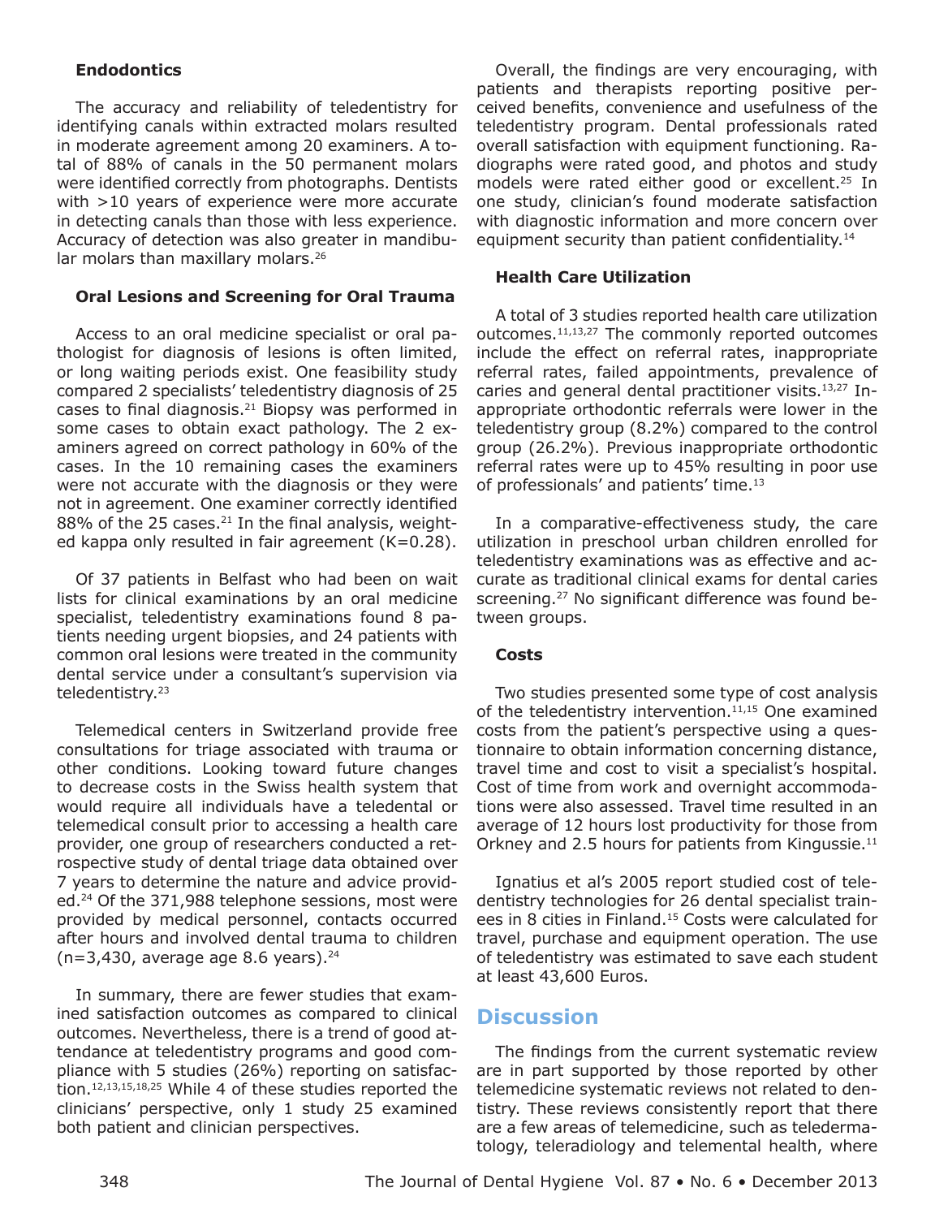### Endodontics

The accuracy and reliability of teledentistry for identifying canals within extracted molars resulted in moderate agreement among 20 examiners. A total of 88% of canals in the 50 permanent molars were identified correctly from photographs. Dentists with >10 years of experience were more accurate in detecting canals than those with less experience. Accuracy of detection was also greater in mandibular molars than maxillary molars.[26]

### Oral Lesions and Screening for Oral Trauma

Access to an oral medicine specialist or oral pathologist for diagnosis of lesions is often limited, or long waiting periods exist. One feasibility study compared 2 specialists' teledentistry diagnosis of 25 cases to final diagnosis.[21] Biopsy was performed in some cases to obtain exact pathology. The 2 examiners agreed on correct pathology in 60% of the cases. In the 10 remaining cases the examiners were not accurate with the diagnosis or they were not in agreement. One examiner correctly identified 88% of the 25 cases.[21] In the final analysis, weighted kappa only resulted in fair agreement (K=0.28).

Of 37 patients in Belfast who had been on wait lists for clinical examinations by an oral medicine specialist, teledentistry examinations found 8 patients needing urgent biopsies, and 24 patients with common oral lesions were treated in the community dental service under a consultant's supervision via teledentistry.[23]

Telemedical centers in Switzerland provide free consultations for triage associated with trauma or other conditions. Looking toward future changes to decrease costs in the Swiss health system that would require all individuals have a teledental or telemedical consult prior to accessing a health care provider, one group of researchers conducted a retrospective study of dental triage data obtained over 7 years to determine the nature and advice provided.[24] Of the 371,988 telephone sessions, most were provided by medical personnel, contacts occurred after hours and involved dental trauma to children (n=3,430, average age 8.6 years).[24]

In summary, there are fewer studies that examined satisfaction outcomes as compared to clinical outcomes. Nevertheless, there is a trend of good attendance at teledentistry programs and good compliance with 5 studies (26%) reporting on satisfaction.[12,13,15,18,25] While 4 of these studies reported the clinicians' perspective, only 1 study 25 examined both patient and clinician perspectives.

Overall, the findings are very encouraging, with patients and therapists reporting positive perceived benefits, convenience and usefulness of the teledentistry program. Dental professionals rated overall satisfaction with equipment functioning. Radiographs were rated good, and photos and study models were rated either good or excellent.[25] In one study, clinician's found moderate satisfaction with diagnostic information and more concern over equipment security than patient confidentiality.[14]

### Health Care Utilization

A total of 3 studies reported health care utilization outcomes.[11,13,27] The commonly reported outcomes include the effect on referral rates, inappropriate referral rates, failed appointments, prevalence of caries and general dental practitioner visits.[13,27] Inappropriate orthodontic referrals were lower in the teledentistry group (8.2%) compared to the control group (26.2%). Previous inappropriate orthodontic referral rates were up to 45% resulting in poor use of professionals' and patients' time.[13]

In a comparative-effectiveness study, the care utilization in preschool urban children enrolled for teledentistry examinations was as effective and accurate as traditional clinical exams for dental caries screening.[27] No significant difference was found between groups.

### Costs

Two studies presented some type of cost analysis of the teledentistry intervention.[11,15] One examined costs from the patient's perspective using a questionnaire to obtain information concerning distance, travel time and cost to visit a specialist's hospital. Cost of time from work and overnight accommodations were also assessed. Travel time resulted in an average of 12 hours lost productivity for those from Orkney and 2.5 hours for patients from Kingussie.[11]

Ignatius et al's 2005 report studied cost of teledentistry technologies for 26 dental specialist trainees in 8 cities in Finland.[15] Costs were calculated for travel, purchase and equipment operation. The use of teledentistry was estimated to save each student at least 43,600 Euros.

## Discussion

The findings from the current systematic review are in part supported by those reported by other telemedicine systematic reviews not related to dentistry. These reviews consistently report that there are a few areas of telemedicine, such as teledermatology, teleradiology and telemental health, where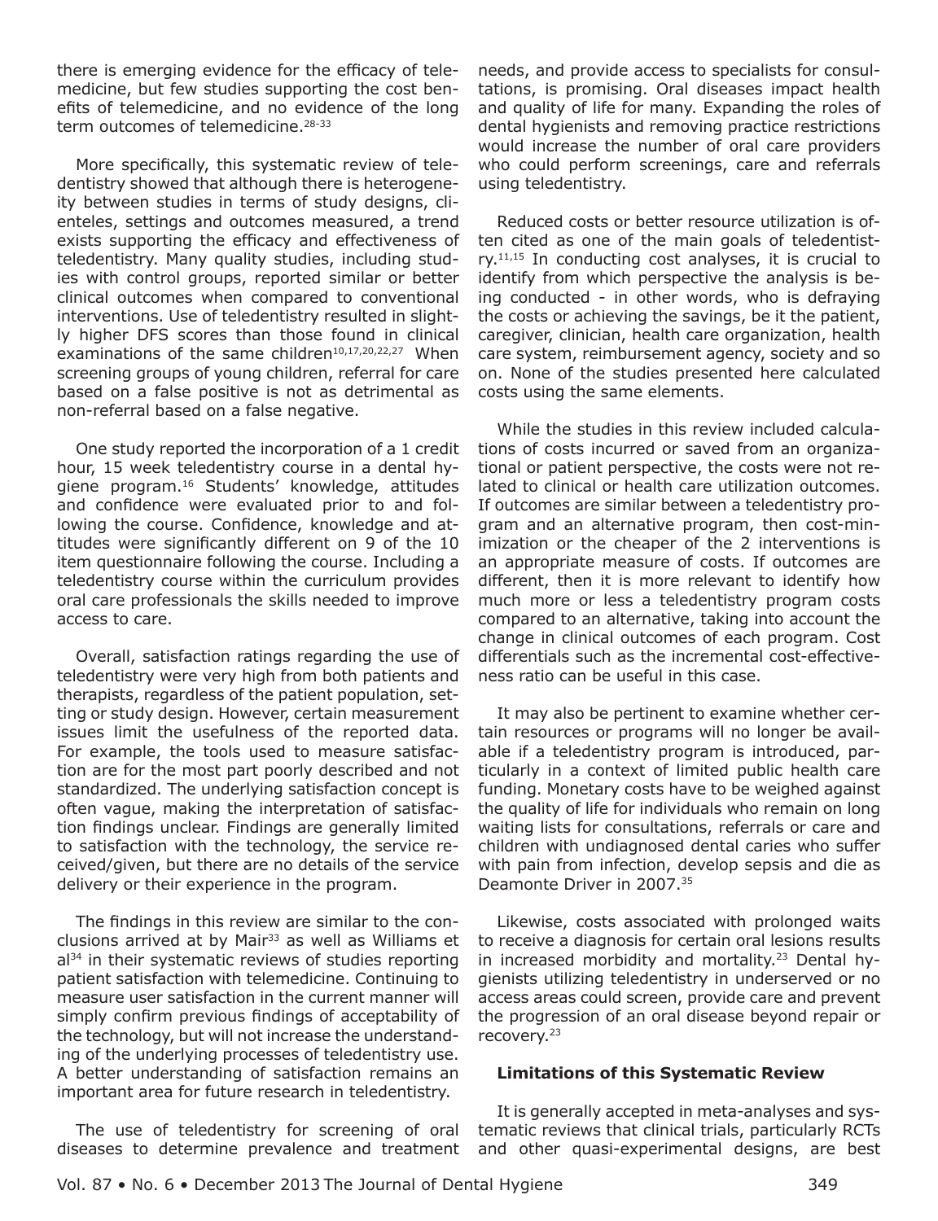there is emerging evidence for the efficacy of telemedicine, but few studies supporting the cost benefits of telemedicine, and no evidence of the long term outcomes of telemedicine.[28-33]

More specifically, this systematic review of teledentistry showed that although there is heterogeneity between studies in terms of study designs, clienteles, settings and outcomes measured, a trend exists supporting the efficacy and effectiveness of teledentistry. Many quality studies, including studies with control groups, reported similar or better clinical outcomes when compared to conventional interventions. Use of teledentistry resulted in slightly higher DFS scores than those found in clinical examinations of the same children[10,17,20,22,27] When screening groups of young children, referral for care based on a false positive is not as detrimental as non-referral based on a false negative.

One study reported the incorporation of a 1 credit hour, 15 week teledentistry course in a dental hygiene program.[16] Students' knowledge, attitudes and confidence were evaluated prior to and following the course. Confidence, knowledge and attitudes were significantly different on 9 of the 10 item questionnaire following the course. Including a teledentistry course within the curriculum provides oral care professionals the skills needed to improve access to care.

Overall, satisfaction ratings regarding the use of teledentistry were very high from both patients and therapists, regardless of the patient population, setting or study design. However, certain measurement issues limit the usefulness of the reported data. For example, the tools used to measure satisfaction are for the most part poorly described and not standardized. The underlying satisfaction concept is often vague, making the interpretation of satisfaction findings unclear. Findings are generally limited to satisfaction with the technology, the service received/given, but there are no details of the service delivery or their experience in the program.

The findings in this review are similar to the conclusions arrived at by Mair[33] as well as Williams et al[34] in their systematic reviews of studies reporting patient satisfaction with telemedicine. Continuing to measure user satisfaction in the current manner will simply confirm previous findings of acceptability of the technology, but will not increase the understanding of the underlying processes of teledentistry use. A better understanding of satisfaction remains an important area for future research in teledentistry.

The use of teledentistry for screening of oral diseases to determine prevalence and treatment needs, and provide access to specialists for consultations, is promising. Oral diseases impact health and quality of life for many. Expanding the roles of dental hygienists and removing practice restrictions would increase the number of oral care providers who could perform screenings, care and referrals using teledentistry.

Reduced costs or better resource utilization is often cited as one of the main goals of teledentistry.[11,15] In conducting cost analyses, it is crucial to identify from which perspective the analysis is being conducted - in other words, who is defraying the costs or achieving the savings, be it the patient, caregiver, clinician, health care organization, health care system, reimbursement agency, society and so on. None of the studies presented here calculated costs using the same elements.

While the studies in this review included calculations of costs incurred or saved from an organizational or patient perspective, the costs were not related to clinical or health care utilization outcomes. If outcomes are similar between a teledentistry program and an alternative program, then cost-minimization or the cheaper of the 2 interventions is an appropriate measure of costs. If outcomes are different, then it is more relevant to identify how much more or less a teledentistry program costs compared to an alternative, taking into account the change in clinical outcomes of each program. Cost differentials such as the incremental cost-effectiveness ratio can be useful in this case.

It may also be pertinent to examine whether certain resources or programs will no longer be available if a teledentistry program is introduced, particularly in a context of limited public health care funding. Monetary costs have to be weighed against the quality of life for individuals who remain on long waiting lists for consultations, referrals or care and children with undiagnosed dental caries who suffer with pain from infection, develop sepsis and die as Deamonte Driver in 2007.[35]

Likewise, costs associated with prolonged waits to receive a diagnosis for certain oral lesions results in increased morbidity and mortality.[23] Dental hygienists utilizing teledentistry in underserved or no access areas could screen, provide care and prevent the progression of an oral disease beyond repair or recovery.[23]

### Limitations of this Systematic Review

It is generally accepted in meta-analyses and systematic reviews that clinical trials, particularly RCTs and other quasi-experimental designs, are best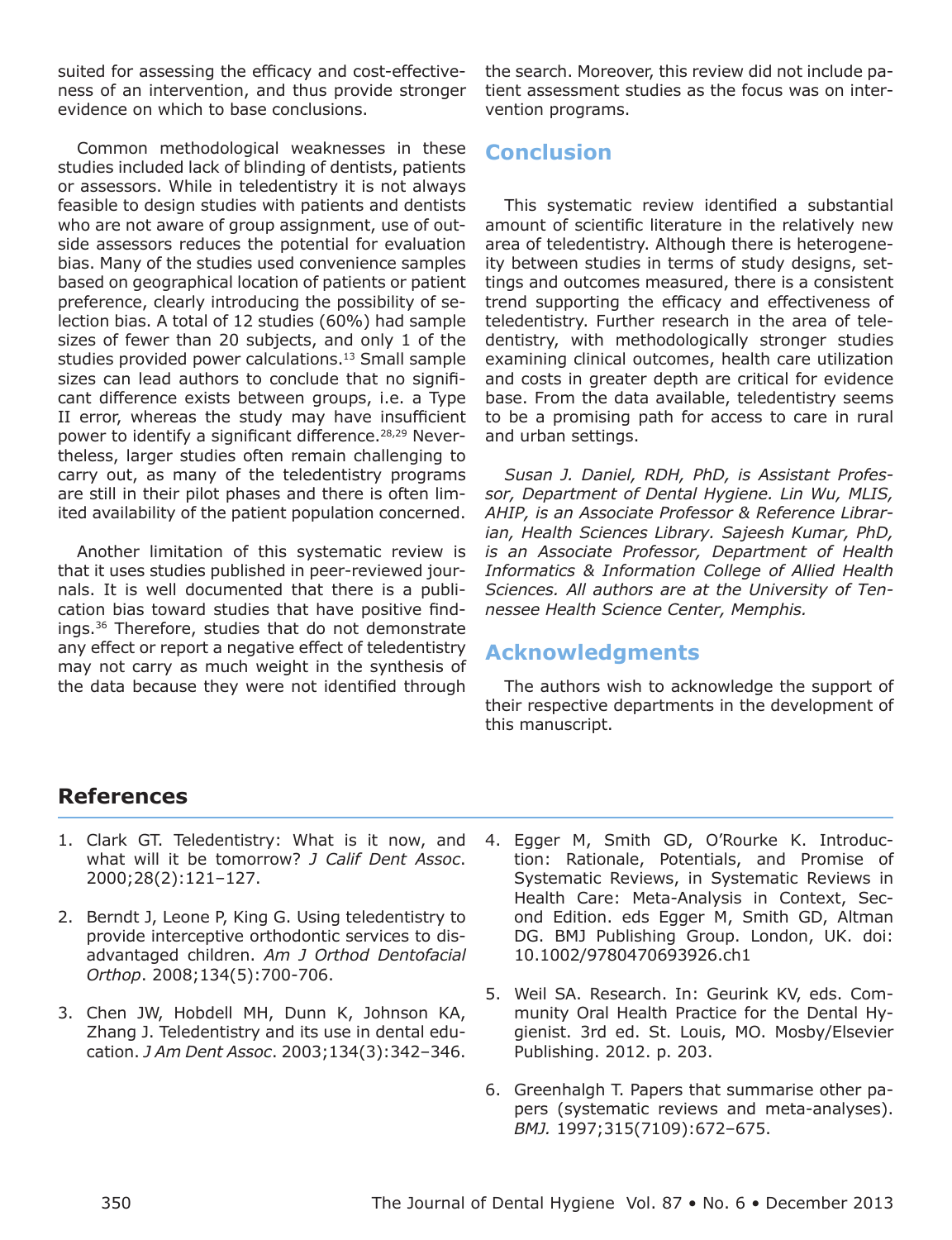suited for assessing the efficacy and cost-effectiveness of an intervention, and thus provide stronger evidence on which to base conclusions.

Common methodological weaknesses in these studies included lack of blinding of dentists, patients or assessors. While in teledentistry it is not always feasible to design studies with patients and dentists who are not aware of group assignment, use of outside assessors reduces the potential for evaluation bias. Many of the studies used convenience samples based on geographical location of patients or patient preference, clearly introducing the possibility of selection bias. A total of 12 studies (60%) had sample sizes of fewer than 20 subjects, and only 1 of the studies provided power calculations.[13] Small sample sizes can lead authors to conclude that no significant difference exists between groups, i.e. a Type II error, whereas the study may have insufficient power to identify a significant difference.[28,29] Nevertheless, larger studies often remain challenging to carry out, as many of the teledentistry programs are still in their pilot phases and there is often limited availability of the patient population concerned.

Another limitation of this systematic review is that it uses studies published in peer-reviewed journals. It is well documented that there is a publication bias toward studies that have positive findings.[36] Therefore, studies that do not demonstrate any effect or report a negative effect of teledentistry may not carry as much weight in the synthesis of the data because they were not identified through the search. Moreover, this review did not include patient assessment studies as the focus was on intervention programs.

## Conclusion

This systematic review identified a substantial amount of scientific literature in the relatively new area of teledentistry. Although there is heterogeneity between studies in terms of study designs, settings and outcomes measured, there is a consistent trend supporting the efficacy and effectiveness of teledentistry. Further research in the area of teledentistry, with methodologically stronger studies examining clinical outcomes, health care utilization and costs in greater depth are critical for evidence base. From the data available, teledentistry seems to be a promising path for access to care in rural and urban settings.

*Susan J. Daniel, RDH, PhD, is Assistant Professor, Department of Dental Hygiene. Lin Wu, MLIS, AHIP, is an Associate Professor & Reference Librarian, Health Sciences Library. Sajeesh Kumar, PhD, is an Associate Professor, Department of Health Informatics & Information College of Allied Health Sciences. All authors are at the University of Tennessee Health Science Center, Memphis.*

## Acknowledgments

The authors wish to acknowledge the support of their respective departments in the development of this manuscript.

## References

1. Clark GT. Teledentistry: What is it now, and what will it be tomorrow? *J Calif Dent Assoc*. 2000;28(2):121–127.
2. Berndt J, Leone P, King G. Using teledentistry to provide interceptive orthodontic services to disadvantaged children. *Am J Orthod Dentofacial Orthop*. 2008;134(5):700-706.
3. Chen JW, Hobdell MH, Dunn K, Johnson KA, Zhang J. Teledentistry and its use in dental education. *J Am Dent Assoc*. 2003;134(3):342–346.
4. Egger M, Smith GD, O'Rourke K. Introduction: Rationale, Potentials, and Promise of Systematic Reviews, in Systematic Reviews in Health Care: Meta-Analysis in Context, Second Edition. eds Egger M, Smith GD, Altman DG. BMJ Publishing Group. London, UK. doi: 10.1002/9780470693926.ch1
5. Weil SA. Research. In: Geurink KV, eds. Community Oral Health Practice for the Dental Hygienist. 3rd ed. St. Louis, MO. Mosby/Elsevier Publishing. 2012. p. 203.
6. Greenhalgh T. Papers that summarise other papers (systematic reviews and meta-analyses). *BMJ.* 1997;315(7109):672–675.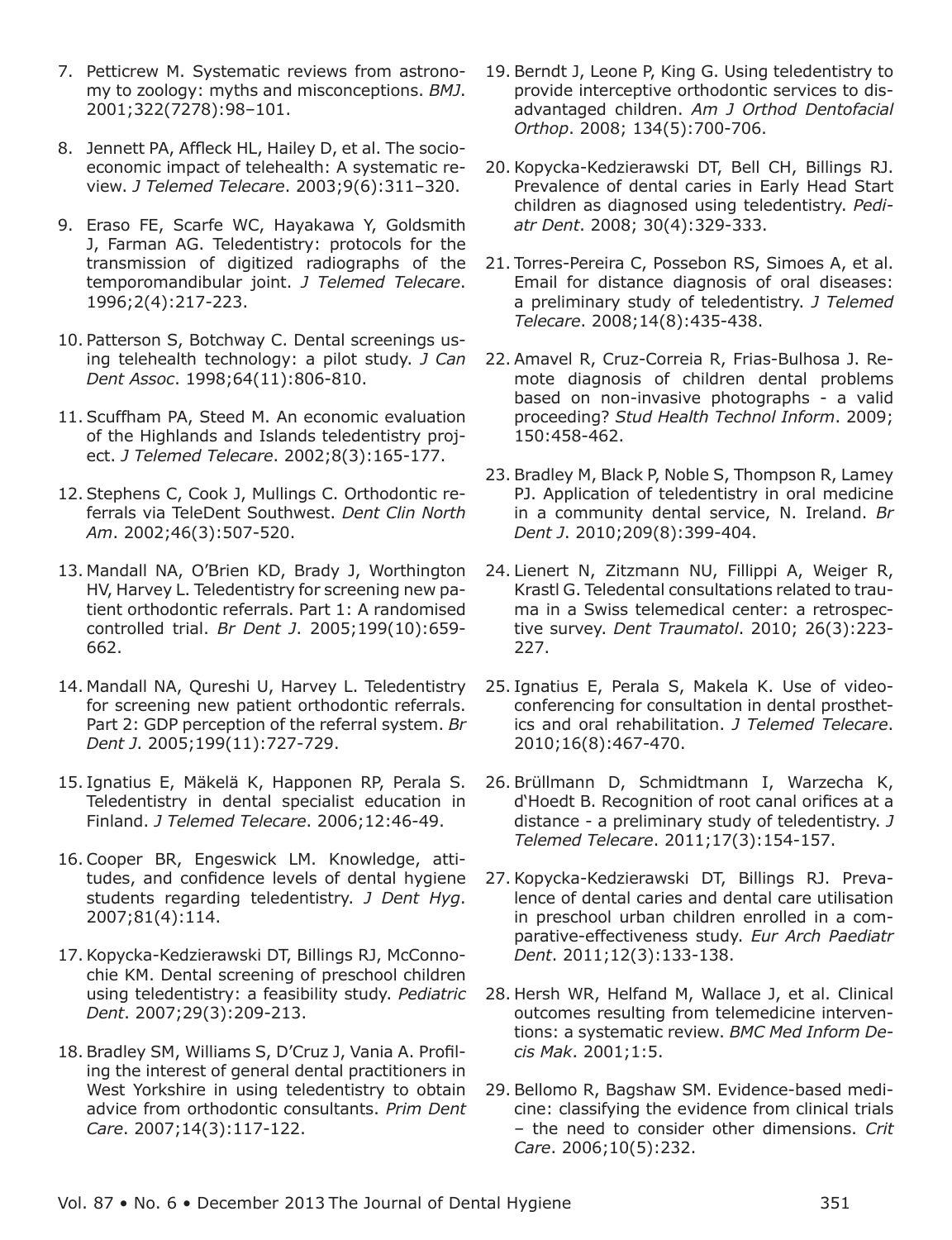7. Petticrew M. Systematic reviews from astronomy to zoology: myths and misconceptions. *BMJ*. 2001;322(7278):98–101.

8. Jennett PA, Affleck HL, Hailey D, et al. The socioeconomic impact of telehealth: A systematic review. *J Telemed Telecare*. 2003;9(6):311–320.

9. Eraso FE, Scarfe WC, Hayakawa Y, Goldsmith J, Farman AG. Teledentistry: protocols for the transmission of digitized radiographs of the temporomandibular joint. *J Telemed Telecare*. 1996;2(4):217-223.

10. Patterson S, Botchway C. Dental screenings using telehealth technology: a pilot study. *J Can Dent Assoc*. 1998;64(11):806-810.

11. Scuffham PA, Steed M. An economic evaluation of the Highlands and Islands teledentistry project. *J Telemed Telecare*. 2002;8(3):165-177.

12. Stephens C, Cook J, Mullings C. Orthodontic referrals via TeleDent Southwest. *Dent Clin North Am*. 2002;46(3):507-520.

13. Mandall NA, O'Brien KD, Brady J, Worthington HV, Harvey L. Teledentistry for screening new patient orthodontic referrals. Part 1: A randomised controlled trial. *Br Dent J*. 2005;199(10):659-662.

14. Mandall NA, Qureshi U, Harvey L. Teledentistry for screening new patient orthodontic referrals. Part 2: GDP perception of the referral system. *Br Dent J*. 2005;199(11):727-729.

15. Ignatius E, Mäkelä K, Happonen RP, Perala S. Teledentistry in dental specialist education in Finland. *J Telemed Telecare*. 2006;12:46-49.

16. Cooper BR, Engeswick LM. Knowledge, attitudes, and confidence levels of dental hygiene students regarding teledentistry. *J Dent Hyg*. 2007;81(4):114.

17. Kopycka-Kedzierawski DT, Billings RJ, McConnochie KM. Dental screening of preschool children using teledentistry: a feasibility study. *Pediatric Dent*. 2007;29(3):209-213.

18. Bradley SM, Williams S, D'Cruz J, Vania A. Profiling the interest of general dental practitioners in West Yorkshire in using teledentistry to obtain advice from orthodontic consultants. *Prim Dent Care*. 2007;14(3):117-122.

19. Berndt J, Leone P, King G. Using teledentistry to provide interceptive orthodontic services to disadvantaged children. *Am J Orthod Dentofacial Orthop*. 2008; 134(5):700-706.

20. Kopycka-Kedzierawski DT, Bell CH, Billings RJ. Prevalence of dental caries in Early Head Start children as diagnosed using teledentistry. *Pediatr Dent*. 2008; 30(4):329-333.

21. Torres-Pereira C, Possebon RS, Simoes A, et al. Email for distance diagnosis of oral diseases: a preliminary study of teledentistry. *J Telemed Telecare*. 2008;14(8):435-438.

22. Amavel R, Cruz-Correia R, Frias-Bulhosa J. Remote diagnosis of children dental problems based on non-invasive photographs - a valid proceeding? *Stud Health Technol Inform*. 2009; 150:458-462.

23. Bradley M, Black P, Noble S, Thompson R, Lamey PJ. Application of teledentistry in oral medicine in a community dental service, N. Ireland. *Br Dent J*. 2010;209(8):399-404.

24. Lienert N, Zitzmann NU, Fillippi A, Weiger R, Krastl G. Teledental consultations related to trauma in a Swiss telemedical center: a retrospective survey. *Dent Traumatol*. 2010; 26(3):223-227.

25. Ignatius E, Perala S, Makela K. Use of videoconferencing for consultation in dental prosthetics and oral rehabilitation. *J Telemed Telecare*. 2010;16(8):467-470.

26. Brüllmann D, Schmidtmann I, Warzecha K, d'Hoedt B. Recognition of root canal orifices at a distance - a preliminary study of teledentistry. *J Telemed Telecare*. 2011;17(3):154-157.

27. Kopycka-Kedzierawski DT, Billings RJ. Prevalence of dental caries and dental care utilisation in preschool urban children enrolled in a comparative-effectiveness study. *Eur Arch Paediatr Dent*. 2011;12(3):133-138.

28. Hersh WR, Helfand M, Wallace J, et al. Clinical outcomes resulting from telemedicine interventions: a systematic review. *BMC Med Inform Decis Mak*. 2001;1:5.

29. Bellomo R, Bagshaw SM. Evidence-based medicine: classifying the evidence from clinical trials – the need to consider other dimensions. *Crit Care*. 2006;10(5):232.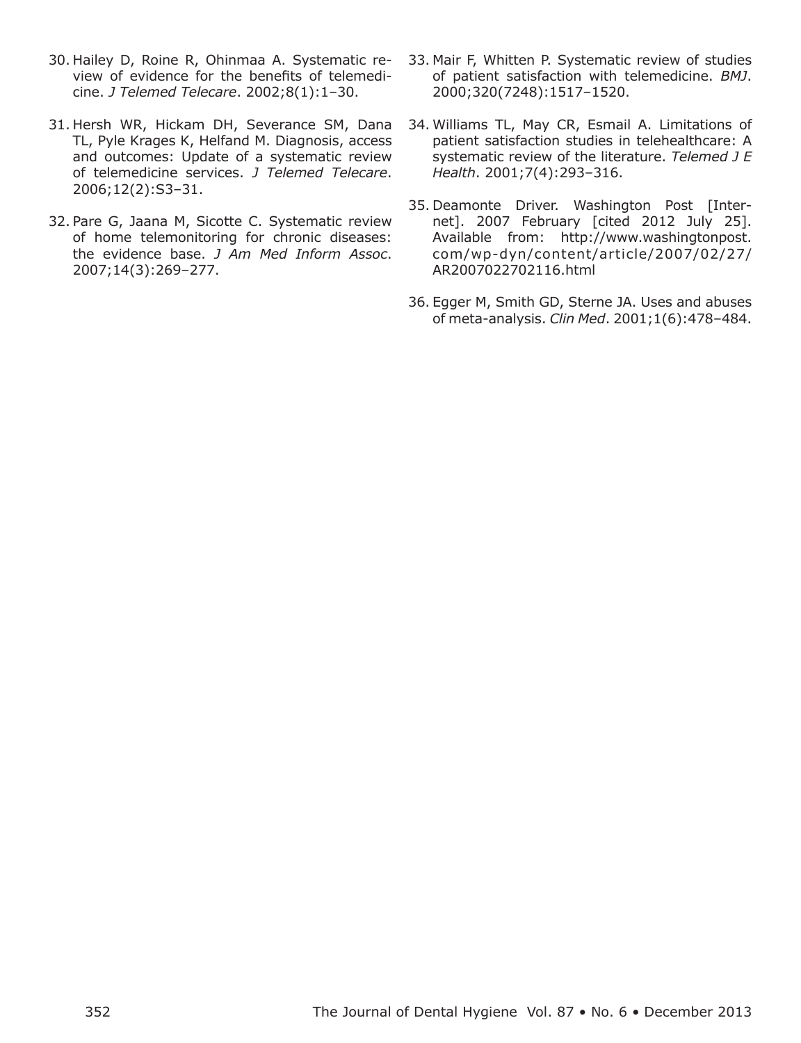30. Hailey D, Roine R, Ohinmaa A. Systematic review of evidence for the benefits of telemedicine. *J Telemed Telecare*. 2002;8(1):1–30.

31. Hersh WR, Hickam DH, Severance SM, Dana TL, Pyle Krages K, Helfand M. Diagnosis, access and outcomes: Update of a systematic review of telemedicine services. *J Telemed Telecare*. 2006;12(2):S3–31.

32. Pare G, Jaana M, Sicotte C. Systematic review of home telemonitoring for chronic diseases: the evidence base. *J Am Med Inform Assoc*. 2007;14(3):269–277.

33. Mair F, Whitten P. Systematic review of studies of patient satisfaction with telemedicine. *BMJ*. 2000;320(7248):1517–1520.

34. Williams TL, May CR, Esmail A. Limitations of patient satisfaction studies in telehealthcare: A systematic review of the literature. *Telemed J E Health*. 2001;7(4):293–316.

35. Deamonte Driver. Washington Post [Internet]. 2007 February [cited 2012 July 25]. Available from: http://www.washingtonpost.com/wp-dyn/content/article/2007/02/27/AR2007022702116.html

36. Egger M, Smith GD, Sterne JA. Uses and abuses of meta-analysis. *Clin Med*. 2001;1(6):478–484.